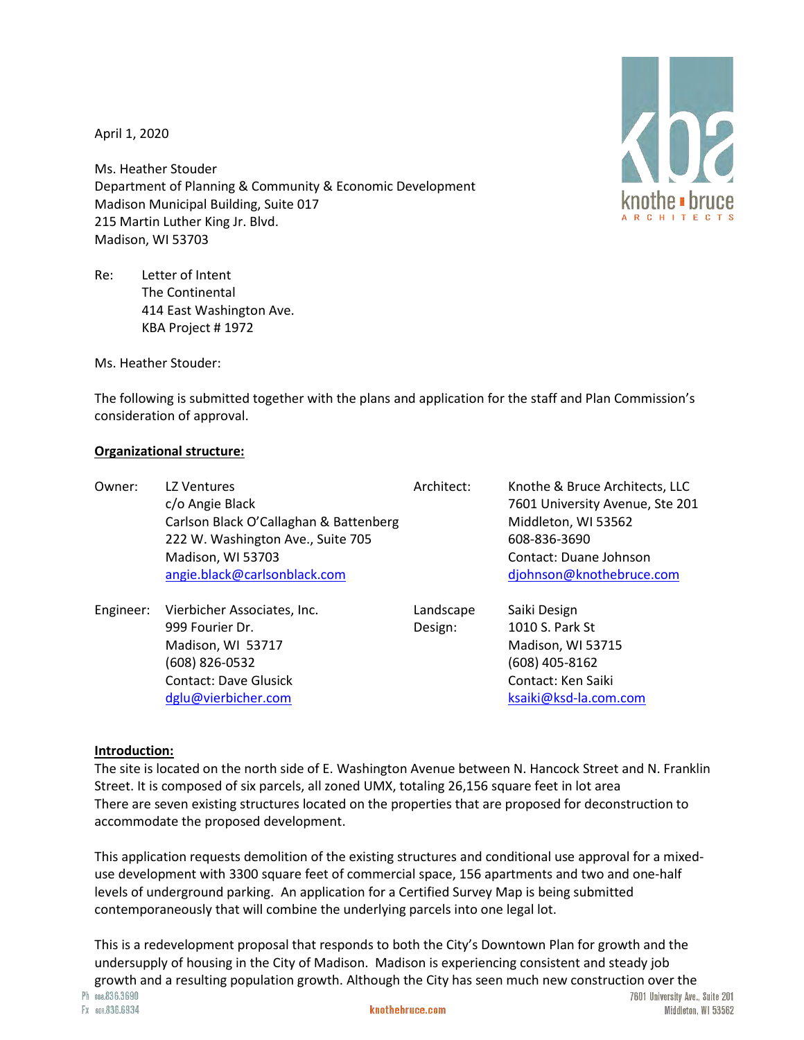April 1, 2020

Ms. Heather Stouder
Department of Planning & Community & Economic Development
Madison Municipal Building, Suite 017
215 Martin Luther King Jr. Blvd.
Madison, WI 53703

Re: Letter of Intent
The Continental
414 East Washington Ave.
KBA Project # 1972

Ms. Heather Stouder:

The following is submitted together with the plans and application for the staff and Plan Commission's consideration of approval.

**Organizational structure:**

| | | | |
|---|---|---|---|
| Owner: | LZ Ventures<br>c/o Angie Black<br>Carlson Black O'Callaghan & Battenberg<br>222 W. Washington Ave., Suite 705<br>Madison, WI 53703<br>angie.black@carlsonblack.com | Architect: | Knothe & Bruce Architects, LLC<br>7601 University Avenue, Ste 201<br>Middleton, WI 53562<br>608-836-3690<br>Contact: Duane Johnson<br>djohnson@knothebruce.com |
| Engineer: | Vierbicher Associates, Inc.<br>999 Fourier Dr.<br>Madison, WI 53717<br>(608) 826-0532<br>Contact: Dave Glusick<br>dglu@vierbicher.com | Landscape Design: | Saiki Design<br>1010 S. Park St<br>Madison, WI 53715<br>(608) 405-8162<br>Contact: Ken Saiki<br>ksaiki@ksd-la.com.com |

**Introduction:**

The site is located on the north side of E. Washington Avenue between N. Hancock Street and N. Franklin Street. It is composed of six parcels, all zoned UMX, totaling 26,156 square feet in lot area
There are seven existing structures located on the properties that are proposed for deconstruction to accommodate the proposed development.

This application requests demolition of the existing structures and conditional use approval for a mixed-use development with 3300 square feet of commercial space, 156 apartments and two and one-half levels of underground parking. An application for a Certified Survey Map is being submitted contemporaneously that will combine the underlying parcels into one legal lot.

This is a redevelopment proposal that responds to both the City's Downtown Plan for growth and the undersupply of housing in the City of Madison. Madison is experiencing consistent and steady job growth and a resulting population growth. Although the City has seen much new construction over the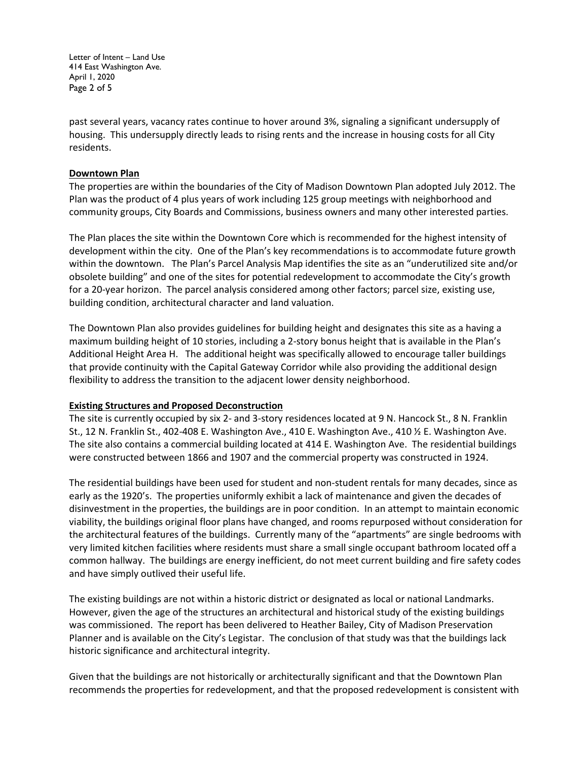past several years, vacancy rates continue to hover around 3%, signaling a significant undersupply of housing. This undersupply directly leads to rising rents and the increase in housing costs for all City residents.

**Downtown Plan**

The properties are within the boundaries of the City of Madison Downtown Plan adopted July 2012. The Plan was the product of 4 plus years of work including 125 group meetings with neighborhood and community groups, City Boards and Commissions, business owners and many other interested parties.

The Plan places the site within the Downtown Core which is recommended for the highest intensity of development within the city. One of the Plan's key recommendations is to accommodate future growth within the downtown. The Plan's Parcel Analysis Map identifies the site as an "underutilized site and/or obsolete building" and one of the sites for potential redevelopment to accommodate the City's growth for a 20-year horizon. The parcel analysis considered among other factors; parcel size, existing use, building condition, architectural character and land valuation.

The Downtown Plan also provides guidelines for building height and designates this site as a having a maximum building height of 10 stories, including a 2-story bonus height that is available in the Plan's Additional Height Area H. The additional height was specifically allowed to encourage taller buildings that provide continuity with the Capital Gateway Corridor while also providing the additional design flexibility to address the transition to the adjacent lower density neighborhood.

**Existing Structures and Proposed Deconstruction**

The site is currently occupied by six 2- and 3-story residences located at 9 N. Hancock St., 8 N. Franklin St., 12 N. Franklin St., 402-408 E. Washington Ave., 410 E. Washington Ave., 410 ½ E. Washington Ave. The site also contains a commercial building located at 414 E. Washington Ave. The residential buildings were constructed between 1866 and 1907 and the commercial property was constructed in 1924.

The residential buildings have been used for student and non-student rentals for many decades, since as early as the 1920's. The properties uniformly exhibit a lack of maintenance and given the decades of disinvestment in the properties, the buildings are in poor condition. In an attempt to maintain economic viability, the buildings original floor plans have changed, and rooms repurposed without consideration for the architectural features of the buildings. Currently many of the "apartments" are single bedrooms with very limited kitchen facilities where residents must share a small single occupant bathroom located off a common hallway. The buildings are energy inefficient, do not meet current building and fire safety codes and have simply outlived their useful life.

The existing buildings are not within a historic district or designated as local or national Landmarks. However, given the age of the structures an architectural and historical study of the existing buildings was commissioned. The report has been delivered to Heather Bailey, City of Madison Preservation Planner and is available on the City's Legistar. The conclusion of that study was that the buildings lack historic significance and architectural integrity.

Given that the buildings are not historically or architecturally significant and that the Downtown Plan recommends the properties for redevelopment, and that the proposed redevelopment is consistent with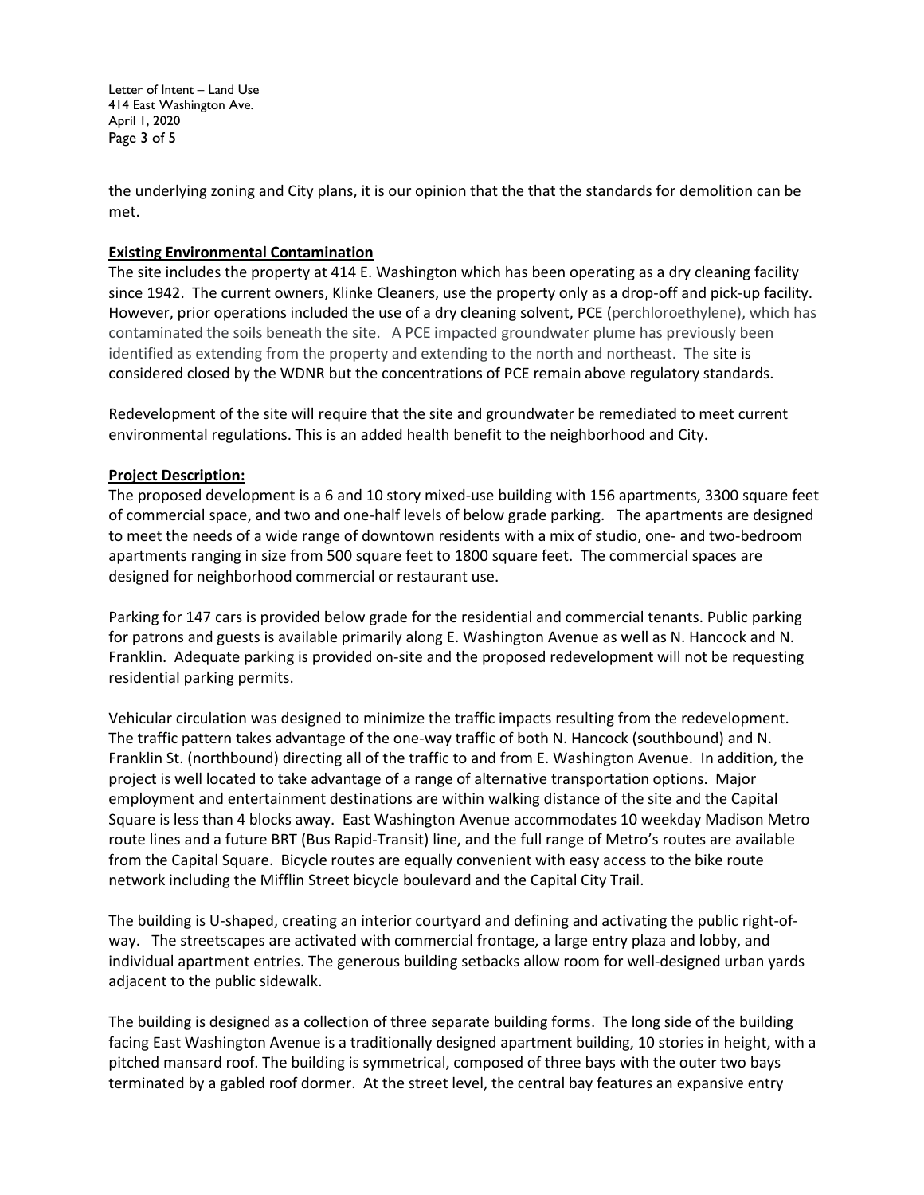the underlying zoning and City plans, it is our opinion that the that the standards for demolition can be met.

**Existing Environmental Contamination**

The site includes the property at 414 E. Washington which has been operating as a dry cleaning facility since 1942. The current owners, Klinke Cleaners, use the property only as a drop-off and pick-up facility. However, prior operations included the use of a dry cleaning solvent, PCE (perchloroethylene), which has contaminated the soils beneath the site. A PCE impacted groundwater plume has previously been identified as extending from the property and extending to the north and northeast. The site is considered closed by the WDNR but the concentrations of PCE remain above regulatory standards.

Redevelopment of the site will require that the site and groundwater be remediated to meet current environmental regulations. This is an added health benefit to the neighborhood and City.

**Project Description:**

The proposed development is a 6 and 10 story mixed-use building with 156 apartments, 3300 square feet of commercial space, and two and one-half levels of below grade parking. The apartments are designed to meet the needs of a wide range of downtown residents with a mix of studio, one- and two-bedroom apartments ranging in size from 500 square feet to 1800 square feet. The commercial spaces are designed for neighborhood commercial or restaurant use.

Parking for 147 cars is provided below grade for the residential and commercial tenants. Public parking for patrons and guests is available primarily along E. Washington Avenue as well as N. Hancock and N. Franklin. Adequate parking is provided on-site and the proposed redevelopment will not be requesting residential parking permits.

Vehicular circulation was designed to minimize the traffic impacts resulting from the redevelopment. The traffic pattern takes advantage of the one-way traffic of both N. Hancock (southbound) and N. Franklin St. (northbound) directing all of the traffic to and from E. Washington Avenue. In addition, the project is well located to take advantage of a range of alternative transportation options. Major employment and entertainment destinations are within walking distance of the site and the Capital Square is less than 4 blocks away. East Washington Avenue accommodates 10 weekday Madison Metro route lines and a future BRT (Bus Rapid-Transit) line, and the full range of Metro's routes are available from the Capital Square. Bicycle routes are equally convenient with easy access to the bike route network including the Mifflin Street bicycle boulevard and the Capital City Trail.

The building is U-shaped, creating an interior courtyard and defining and activating the public right-of-way. The streetscapes are activated with commercial frontage, a large entry plaza and lobby, and individual apartment entries. The generous building setbacks allow room for well-designed urban yards adjacent to the public sidewalk.

The building is designed as a collection of three separate building forms. The long side of the building facing East Washington Avenue is a traditionally designed apartment building, 10 stories in height, with a pitched mansard roof. The building is symmetrical, composed of three bays with the outer two bays terminated by a gabled roof dormer. At the street level, the central bay features an expansive entry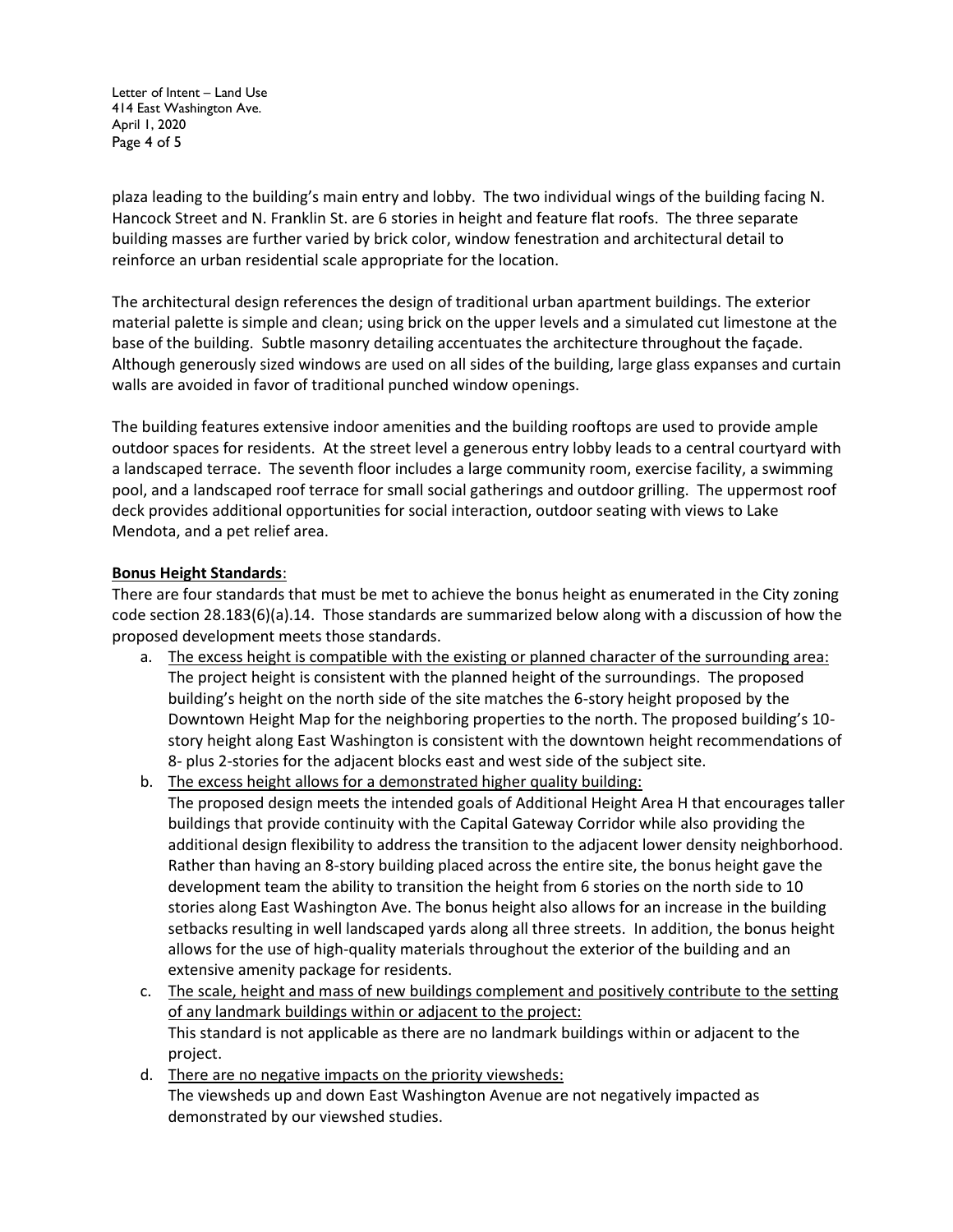plaza leading to the building's main entry and lobby. The two individual wings of the building facing N. Hancock Street and N. Franklin St. are 6 stories in height and feature flat roofs. The three separate building masses are further varied by brick color, window fenestration and architectural detail to reinforce an urban residential scale appropriate for the location.

The architectural design references the design of traditional urban apartment buildings. The exterior material palette is simple and clean; using brick on the upper levels and a simulated cut limestone at the base of the building. Subtle masonry detailing accentuates the architecture throughout the façade. Although generously sized windows are used on all sides of the building, large glass expanses and curtain walls are avoided in favor of traditional punched window openings.

The building features extensive indoor amenities and the building rooftops are used to provide ample outdoor spaces for residents. At the street level a generous entry lobby leads to a central courtyard with a landscaped terrace. The seventh floor includes a large community room, exercise facility, a swimming pool, and a landscaped roof terrace for small social gatherings and outdoor grilling. The uppermost roof deck provides additional opportunities for social interaction, outdoor seating with views to Lake Mendota, and a pet relief area.

**Bonus Height Standards**:

There are four standards that must be met to achieve the bonus height as enumerated in the City zoning code section 28.183(6)(a).14. Those standards are summarized below along with a discussion of how the proposed development meets those standards.

a. The excess height is compatible with the existing or planned character of the surrounding area:
   The project height is consistent with the planned height of the surroundings. The proposed building's height on the north side of the site matches the 6-story height proposed by the Downtown Height Map for the neighboring properties to the north. The proposed building's 10-story height along East Washington is consistent with the downtown height recommendations of 8- plus 2-stories for the adjacent blocks east and west side of the subject site.
b. The excess height allows for a demonstrated higher quality building:
   The proposed design meets the intended goals of Additional Height Area H that encourages taller buildings that provide continuity with the Capital Gateway Corridor while also providing the additional design flexibility to address the transition to the adjacent lower density neighborhood. Rather than having an 8-story building placed across the entire site, the bonus height gave the development team the ability to transition the height from 6 stories on the north side to 10 stories along East Washington Ave. The bonus height also allows for an increase in the building setbacks resulting in well landscaped yards along all three streets. In addition, the bonus height allows for the use of high-quality materials throughout the exterior of the building and an extensive amenity package for residents.
c. The scale, height and mass of new buildings complement and positively contribute to the setting of any landmark buildings within or adjacent to the project:
   This standard is not applicable as there are no landmark buildings within or adjacent to the project.
d. There are no negative impacts on the priority viewsheds:
   The viewsheds up and down East Washington Avenue are not negatively impacted as demonstrated by our viewshed studies.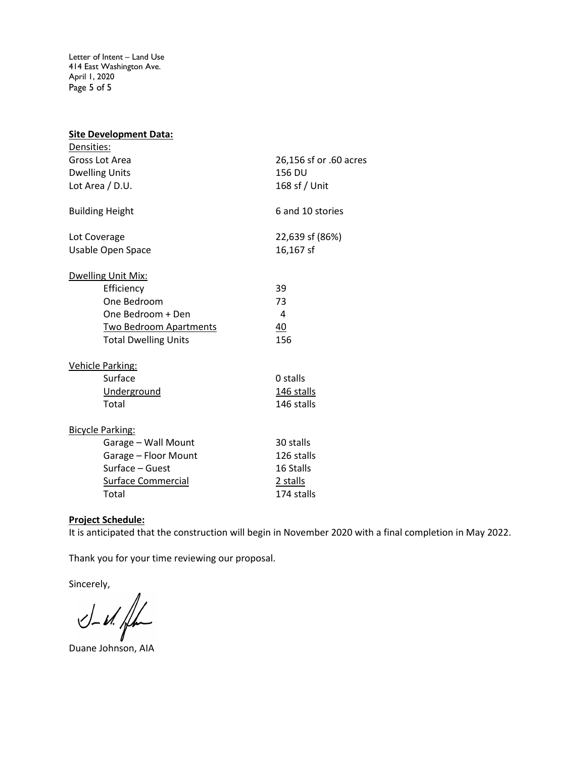**Site Development Data:**

| | |
|---|---|
| Densities: | |
| Gross Lot Area | 26,156 sf or .60 acres |
| Dwelling Units | 156 DU |
| Lot Area / D.U. | 168 sf / Unit |
| | |
| Building Height | 6 and 10 stories |
| | |
| Lot Coverage | 22,639 sf (86%) |
| Usable Open Space | 16,167 sf |
| | |
| Dwelling Unit Mix: | |
| Efficiency | 39 |
| One Bedroom | 73 |
| One Bedroom + Den | 4 |
| Two Bedroom Apartments | 40 |
| Total Dwelling Units | 156 |
| | |
| Vehicle Parking: | |
| Surface | 0 stalls |
| Underground | 146 stalls |
| Total | 146 stalls |
| | |
| Bicycle Parking: | |
| Garage – Wall Mount | 30 stalls |
| Garage – Floor Mount | 126 stalls |
| Surface – Guest | 16 Stalls |
| Surface Commercial | 2 stalls |
| Total | 174 stalls |

**Project Schedule:**

It is anticipated that the construction will begin in November 2020 with a final completion in May 2022.

Thank you for your time reviewing our proposal.

Sincerely,

Duane Johnson, AIA